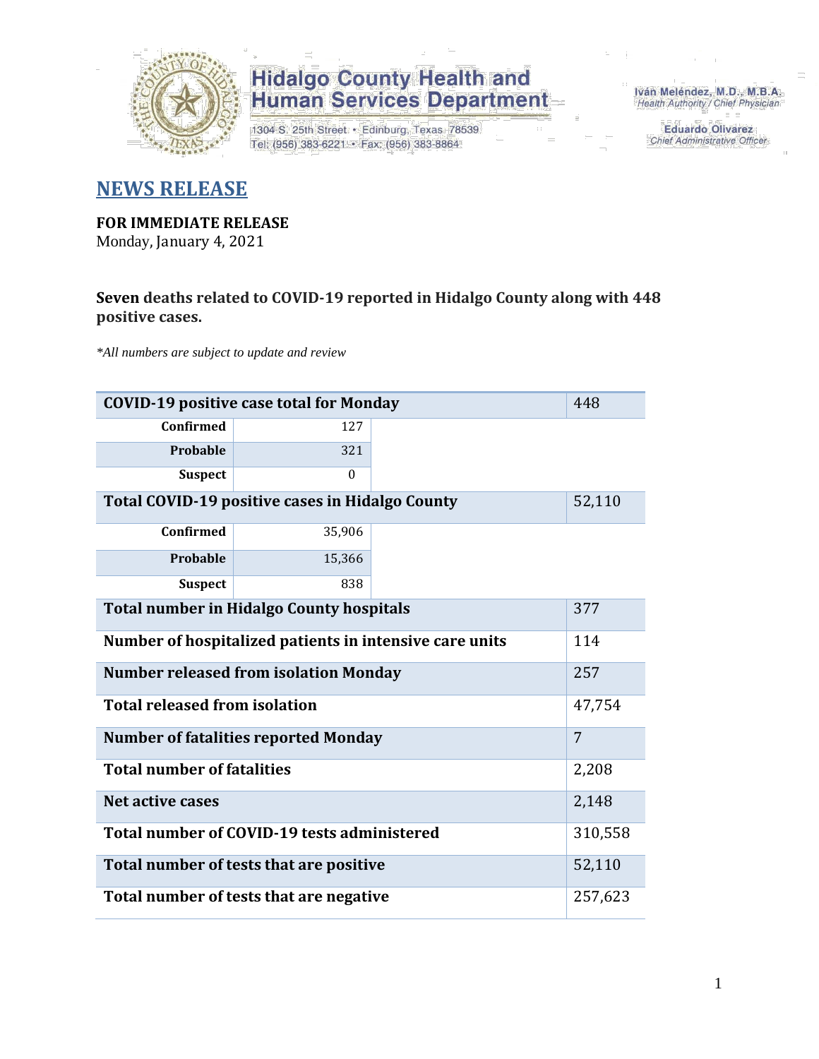Hidalgo County Health and Human Services Department

1304 S. 25th Street • Edinburg, Texas 78539
Tel: (956) 383-6221 • Fax: (956) 383-8864

Iván Meléndez, M.D., M.B.A.
Health Authority / Chief Physician

Eduardo Olivarez
Chief Administrative Officer

# NEWS RELEASE

**FOR IMMEDIATE RELEASE**
Monday, January 4, 2021

**Seven deaths related to COVID-19 reported in Hidalgo County along with 448 positive cases.**

*\*All numbers are subject to update and review*

| | | |
|---|---|---|
| **COVID-19 positive case total for Monday** | | 448 |
| **Confirmed** | 127 | |
| **Probable** | 321 | |
| **Suspect** | 0 | |
| **Total COVID-19 positive cases in Hidalgo County** | | 52,110 |
| **Confirmed** | 35,906 | |
| **Probable** | 15,366 | |
| **Suspect** | 838 | |
| **Total number in Hidalgo County hospitals** | | 377 |
| **Number of hospitalized patients in intensive care units** | | 114 |
| **Number released from isolation Monday** | | 257 |
| **Total released from isolation** | | 47,754 |
| **Number of fatalities reported Monday** | | 7 |
| **Total number of fatalities** | | 2,208 |
| **Net active cases** | | 2,148 |
| **Total number of COVID-19 tests administered** | | 310,558 |
| **Total number of tests that are positive** | | 52,110 |
| **Total number of tests that are negative** | | 257,623 |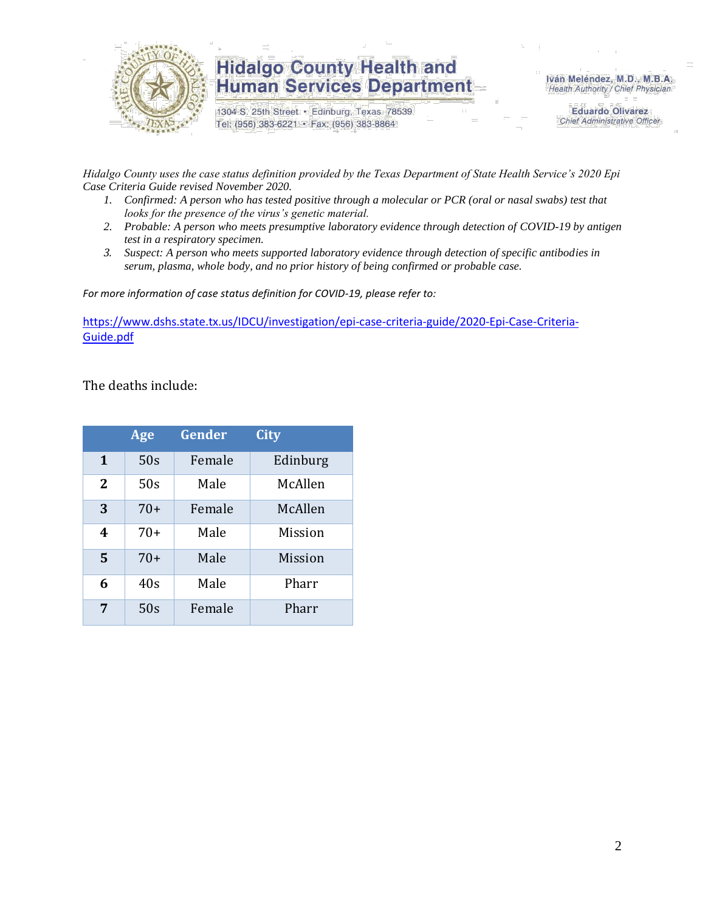*Hidalgo County uses the case status definition provided by the Texas Department of State Health Service's 2020 Epi Case Criteria Guide revised November 2020.*

1. *Confirmed: A person who has tested positive through a molecular or PCR (oral or nasal swabs) test that looks for the presence of the virus's genetic material.*
2. *Probable: A person who meets presumptive laboratory evidence through detection of COVID-19 by antigen test in a respiratory specimen.*
3. *Suspect: A person who meets supported laboratory evidence through detection of specific antibodies in serum, plasma, whole body, and no prior history of being confirmed or probable case.*

*For more information of case status definition for COVID-19, please refer to:*

[https://www.dshs.state.tx.us/IDCU/investigation/epi-case-criteria-guide/2020-Epi-Case-Criteria-Guide.pdf](https://www.dshs.state.tx.us/IDCU/investigation/epi-case-criteria-guide/2020-Epi-Case-Criteria-Guide.pdf)

The deaths include:

| | Age | Gender | City |
|---|---|---|---|
| **1** | 50s | Female | Edinburg |
| **2** | 50s | Male | McAllen |
| **3** | 70+ | Female | McAllen |
| **4** | 70+ | Male | Mission |
| **5** | 70+ | Male | Mission |
| **6** | 40s | Male | Pharr |
| **7** | 50s | Female | Pharr |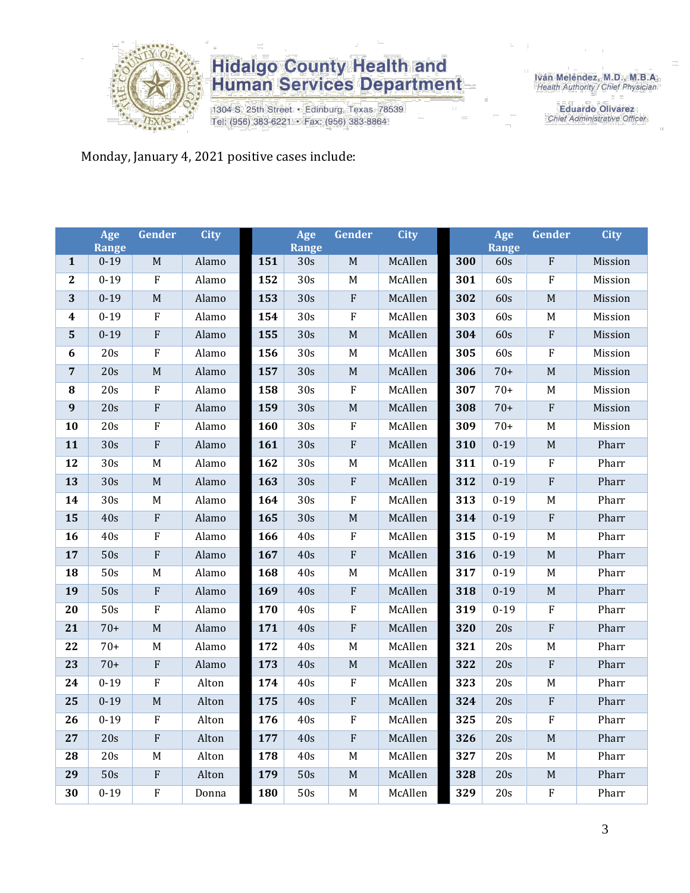Monday, January 4, 2021 positive cases include:

| | Age Range | Gender | City | | Age Range | Gender | City | | Age Range | Gender | City |
|---|---|---|---|---|---|---|---|---|---|---|---|
| **1** | 0-19 | M | Alamo | **151** | 30s | M | McAllen | **300** | 60s | F | Mission |
| **2** | 0-19 | F | Alamo | **152** | 30s | M | McAllen | **301** | 60s | F | Mission |
| **3** | 0-19 | M | Alamo | **153** | 30s | F | McAllen | **302** | 60s | M | Mission |
| **4** | 0-19 | F | Alamo | **154** | 30s | F | McAllen | **303** | 60s | M | Mission |
| **5** | 0-19 | F | Alamo | **155** | 30s | M | McAllen | **304** | 60s | F | Mission |
| **6** | 20s | F | Alamo | **156** | 30s | M | McAllen | **305** | 60s | F | Mission |
| **7** | 20s | M | Alamo | **157** | 30s | M | McAllen | **306** | 70+ | M | Mission |
| **8** | 20s | F | Alamo | **158** | 30s | F | McAllen | **307** | 70+ | M | Mission |
| **9** | 20s | F | Alamo | **159** | 30s | M | McAllen | **308** | 70+ | F | Mission |
| **10** | 20s | F | Alamo | **160** | 30s | F | McAllen | **309** | 70+ | M | Mission |
| **11** | 30s | F | Alamo | **161** | 30s | F | McAllen | **310** | 0-19 | M | Pharr |
| **12** | 30s | M | Alamo | **162** | 30s | M | McAllen | **311** | 0-19 | F | Pharr |
| **13** | 30s | M | Alamo | **163** | 30s | F | McAllen | **312** | 0-19 | F | Pharr |
| **14** | 30s | M | Alamo | **164** | 30s | F | McAllen | **313** | 0-19 | M | Pharr |
| **15** | 40s | F | Alamo | **165** | 30s | M | McAllen | **314** | 0-19 | F | Pharr |
| **16** | 40s | F | Alamo | **166** | 40s | F | McAllen | **315** | 0-19 | M | Pharr |
| **17** | 50s | F | Alamo | **167** | 40s | F | McAllen | **316** | 0-19 | M | Pharr |
| **18** | 50s | M | Alamo | **168** | 40s | M | McAllen | **317** | 0-19 | M | Pharr |
| **19** | 50s | F | Alamo | **169** | 40s | F | McAllen | **318** | 0-19 | M | Pharr |
| **20** | 50s | F | Alamo | **170** | 40s | F | McAllen | **319** | 0-19 | F | Pharr |
| **21** | 70+ | M | Alamo | **171** | 40s | F | McAllen | **320** | 20s | F | Pharr |
| **22** | 70+ | M | Alamo | **172** | 40s | M | McAllen | **321** | 20s | M | Pharr |
| **23** | 70+ | F | Alamo | **173** | 40s | M | McAllen | **322** | 20s | F | Pharr |
| **24** | 0-19 | F | Alton | **174** | 40s | F | McAllen | **323** | 20s | M | Pharr |
| **25** | 0-19 | M | Alton | **175** | 40s | F | McAllen | **324** | 20s | F | Pharr |
| **26** | 0-19 | F | Alton | **176** | 40s | F | McAllen | **325** | 20s | F | Pharr |
| **27** | 20s | F | Alton | **177** | 40s | F | McAllen | **326** | 20s | M | Pharr |
| **28** | 20s | M | Alton | **178** | 40s | M | McAllen | **327** | 20s | M | Pharr |
| **29** | 50s | F | Alton | **179** | 50s | M | McAllen | **328** | 20s | M | Pharr |
| **30** | 0-19 | F | Donna | **180** | 50s | M | McAllen | **329** | 20s | F | Pharr |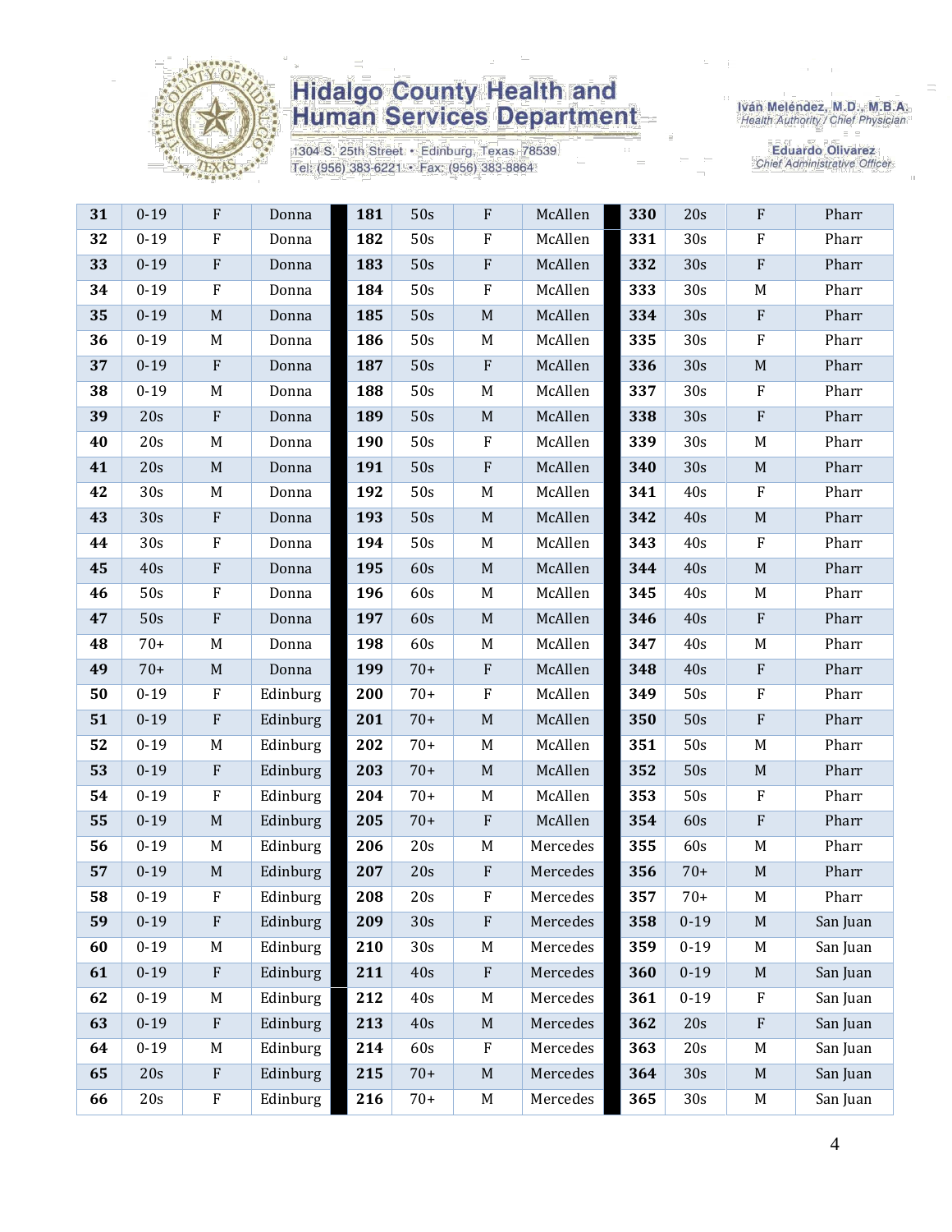| | | | |
|---|---|---|---|
| **31** | 0-19 | F | Donna |
| **32** | 0-19 | F | Donna |
| **33** | 0-19 | F | Donna |
| **34** | 0-19 | F | Donna |
| **35** | 0-19 | M | Donna |
| **36** | 0-19 | M | Donna |
| **37** | 0-19 | F | Donna |
| **38** | 0-19 | M | Donna |
| **39** | 20s | F | Donna |
| **40** | 20s | M | Donna |
| **41** | 20s | M | Donna |
| **42** | 30s | M | Donna |
| **43** | 30s | F | Donna |
| **44** | 30s | F | Donna |
| **45** | 40s | F | Donna |
| **46** | 50s | F | Donna |
| **47** | 50s | F | Donna |
| **48** | 70+ | M | Donna |
| **49** | 70+ | M | Donna |
| **50** | 0-19 | F | Edinburg |
| **51** | 0-19 | F | Edinburg |
| **52** | 0-19 | M | Edinburg |
| **53** | 0-19 | F | Edinburg |
| **54** | 0-19 | F | Edinburg |
| **55** | 0-19 | M | Edinburg |
| **56** | 0-19 | M | Edinburg |
| **57** | 0-19 | M | Edinburg |
| **58** | 0-19 | F | Edinburg |
| **59** | 0-19 | F | Edinburg |
| **60** | 0-19 | M | Edinburg |
| **61** | 0-19 | F | Edinburg |
| **62** | 0-19 | M | Edinburg |
| **63** | 0-19 | F | Edinburg |
| **64** | 0-19 | M | Edinburg |
| **65** | 20s | F | Edinburg |
| **66** | 20s | F | Edinburg |
| **181** | 50s | F | McAllen |
| **182** | 50s | F | McAllen |
| **183** | 50s | F | McAllen |
| **184** | 50s | F | McAllen |
| **185** | 50s | M | McAllen |
| **186** | 50s | M | McAllen |
| **187** | 50s | F | McAllen |
| **188** | 50s | M | McAllen |
| **189** | 50s | M | McAllen |
| **190** | 50s | F | McAllen |
| **191** | 50s | F | McAllen |
| **192** | 50s | M | McAllen |
| **193** | 50s | M | McAllen |
| **194** | 50s | M | McAllen |
| **195** | 60s | M | McAllen |
| **196** | 60s | M | McAllen |
| **197** | 60s | M | McAllen |
| **198** | 60s | M | McAllen |
| **199** | 70+ | F | McAllen |
| **200** | 70+ | F | McAllen |
| **201** | 70+ | M | McAllen |
| **202** | 70+ | M | McAllen |
| **203** | 70+ | M | McAllen |
| **204** | 70+ | M | McAllen |
| **205** | 70+ | F | McAllen |
| **206** | 20s | M | Mercedes |
| **207** | 20s | F | Mercedes |
| **208** | 20s | F | Mercedes |
| **209** | 30s | F | Mercedes |
| **210** | 30s | M | Mercedes |
| **211** | 40s | F | Mercedes |
| **212** | 40s | M | Mercedes |
| **213** | 40s | M | Mercedes |
| **214** | 60s | F | Mercedes |
| **215** | 70+ | M | Mercedes |
| **216** | 70+ | M | Mercedes |
| **330** | 20s | F | Pharr |
| **331** | 30s | F | Pharr |
| **332** | 30s | F | Pharr |
| **333** | 30s | M | Pharr |
| **334** | 30s | F | Pharr |
| **335** | 30s | F | Pharr |
| **336** | 30s | M | Pharr |
| **337** | 30s | F | Pharr |
| **338** | 30s | F | Pharr |
| **339** | 30s | M | Pharr |
| **340** | 30s | M | Pharr |
| **341** | 40s | F | Pharr |
| **342** | 40s | M | Pharr |
| **343** | 40s | F | Pharr |
| **344** | 40s | M | Pharr |
| **345** | 40s | M | Pharr |
| **346** | 40s | F | Pharr |
| **347** | 40s | M | Pharr |
| **348** | 40s | F | Pharr |
| **349** | 50s | F | Pharr |
| **350** | 50s | F | Pharr |
| **351** | 50s | M | Pharr |
| **352** | 50s | M | Pharr |
| **353** | 50s | F | Pharr |
| **354** | 60s | F | Pharr |
| **355** | 60s | M | Pharr |
| **356** | 70+ | M | Pharr |
| **357** | 70+ | M | Pharr |
| **358** | 0-19 | M | San Juan |
| **359** | 0-19 | M | San Juan |
| **360** | 0-19 | M | San Juan |
| **361** | 0-19 | F | San Juan |
| **362** | 20s | F | San Juan |
| **363** | 20s | M | San Juan |
| **364** | 30s | M | San Juan |
| **365** | 30s | M | San Juan |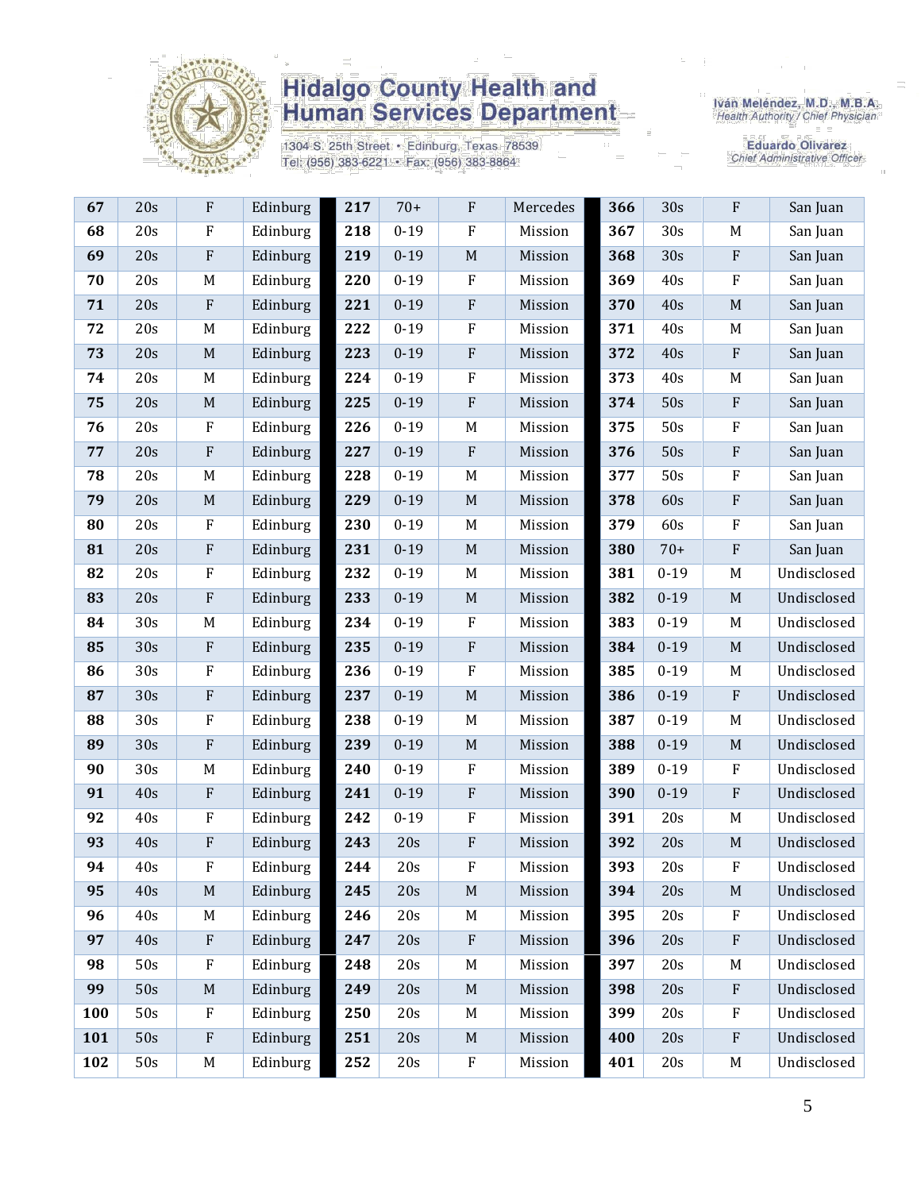| | | | | | | | | | | | |
|---|---|---|---|---|---|---|---|---|---|---|---|
| 67 | 20s | F | Edinburg | 217 | 70+ | F | Mercedes | 366 | 30s | F | San Juan |
| 68 | 20s | F | Edinburg | 218 | 0-19 | F | Mission | 367 | 30s | M | San Juan |
| 69 | 20s | F | Edinburg | 219 | 0-19 | M | Mission | 368 | 30s | F | San Juan |
| 70 | 20s | M | Edinburg | 220 | 0-19 | F | Mission | 369 | 40s | F | San Juan |
| 71 | 20s | F | Edinburg | 221 | 0-19 | F | Mission | 370 | 40s | M | San Juan |
| 72 | 20s | M | Edinburg | 222 | 0-19 | F | Mission | 371 | 40s | M | San Juan |
| 73 | 20s | M | Edinburg | 223 | 0-19 | F | Mission | 372 | 40s | F | San Juan |
| 74 | 20s | M | Edinburg | 224 | 0-19 | F | Mission | 373 | 40s | M | San Juan |
| 75 | 20s | M | Edinburg | 225 | 0-19 | F | Mission | 374 | 50s | F | San Juan |
| 76 | 20s | F | Edinburg | 226 | 0-19 | M | Mission | 375 | 50s | F | San Juan |
| 77 | 20s | F | Edinburg | 227 | 0-19 | F | Mission | 376 | 50s | F | San Juan |
| 78 | 20s | M | Edinburg | 228 | 0-19 | M | Mission | 377 | 50s | F | San Juan |
| 79 | 20s | M | Edinburg | 229 | 0-19 | M | Mission | 378 | 60s | F | San Juan |
| 80 | 20s | F | Edinburg | 230 | 0-19 | M | Mission | 379 | 60s | F | San Juan |
| 81 | 20s | F | Edinburg | 231 | 0-19 | M | Mission | 380 | 70+ | F | San Juan |
| 82 | 20s | F | Edinburg | 232 | 0-19 | M | Mission | 381 | 0-19 | M | Undisclosed |
| 83 | 20s | F | Edinburg | 233 | 0-19 | M | Mission | 382 | 0-19 | M | Undisclosed |
| 84 | 30s | M | Edinburg | 234 | 0-19 | F | Mission | 383 | 0-19 | M | Undisclosed |
| 85 | 30s | F | Edinburg | 235 | 0-19 | F | Mission | 384 | 0-19 | M | Undisclosed |
| 86 | 30s | F | Edinburg | 236 | 0-19 | F | Mission | 385 | 0-19 | M | Undisclosed |
| 87 | 30s | F | Edinburg | 237 | 0-19 | M | Mission | 386 | 0-19 | F | Undisclosed |
| 88 | 30s | F | Edinburg | 238 | 0-19 | M | Mission | 387 | 0-19 | M | Undisclosed |
| 89 | 30s | F | Edinburg | 239 | 0-19 | M | Mission | 388 | 0-19 | M | Undisclosed |
| 90 | 30s | M | Edinburg | 240 | 0-19 | F | Mission | 389 | 0-19 | F | Undisclosed |
| 91 | 40s | F | Edinburg | 241 | 0-19 | F | Mission | 390 | 0-19 | F | Undisclosed |
| 92 | 40s | F | Edinburg | 242 | 0-19 | F | Mission | 391 | 20s | M | Undisclosed |
| 93 | 40s | F | Edinburg | 243 | 20s | F | Mission | 392 | 20s | M | Undisclosed |
| 94 | 40s | F | Edinburg | 244 | 20s | F | Mission | 393 | 20s | F | Undisclosed |
| 95 | 40s | M | Edinburg | 245 | 20s | M | Mission | 394 | 20s | M | Undisclosed |
| 96 | 40s | M | Edinburg | 246 | 20s | M | Mission | 395 | 20s | F | Undisclosed |
| 97 | 40s | F | Edinburg | 247 | 20s | F | Mission | 396 | 20s | F | Undisclosed |
| 98 | 50s | F | Edinburg | 248 | 20s | M | Mission | 397 | 20s | M | Undisclosed |
| 99 | 50s | M | Edinburg | 249 | 20s | M | Mission | 398 | 20s | F | Undisclosed |
| 100 | 50s | F | Edinburg | 250 | 20s | M | Mission | 399 | 20s | F | Undisclosed |
| 101 | 50s | F | Edinburg | 251 | 20s | M | Mission | 400 | 20s | F | Undisclosed |
| 102 | 50s | M | Edinburg | 252 | 20s | F | Mission | 401 | 20s | M | Undisclosed |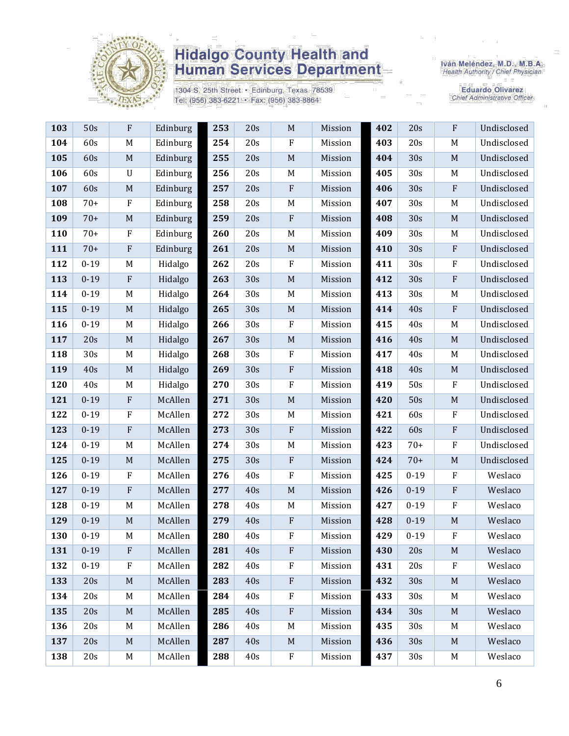| | | | | | | | | | | | |
|---|---|---|---|---|---|---|---|---|---|---|---|
| **103** | 50s | F | Edinburg | **253** | 20s | M | Mission | **402** | 20s | F | Undisclosed |
| **104** | 60s | M | Edinburg | **254** | 20s | F | Mission | **403** | 20s | M | Undisclosed |
| **105** | 60s | M | Edinburg | **255** | 20s | M | Mission | **404** | 30s | M | Undisclosed |
| **106** | 60s | U | Edinburg | **256** | 20s | M | Mission | **405** | 30s | M | Undisclosed |
| **107** | 60s | M | Edinburg | **257** | 20s | F | Mission | **406** | 30s | F | Undisclosed |
| **108** | 70+ | F | Edinburg | **258** | 20s | M | Mission | **407** | 30s | M | Undisclosed |
| **109** | 70+ | M | Edinburg | **259** | 20s | F | Mission | **408** | 30s | M | Undisclosed |
| **110** | 70+ | F | Edinburg | **260** | 20s | M | Mission | **409** | 30s | M | Undisclosed |
| **111** | 70+ | F | Edinburg | **261** | 20s | M | Mission | **410** | 30s | F | Undisclosed |
| **112** | 0-19 | M | Hidalgo | **262** | 20s | F | Mission | **411** | 30s | F | Undisclosed |
| **113** | 0-19 | F | Hidalgo | **263** | 30s | M | Mission | **412** | 30s | F | Undisclosed |
| **114** | 0-19 | M | Hidalgo | **264** | 30s | M | Mission | **413** | 30s | M | Undisclosed |
| **115** | 0-19 | M | Hidalgo | **265** | 30s | M | Mission | **414** | 40s | F | Undisclosed |
| **116** | 0-19 | M | Hidalgo | **266** | 30s | F | Mission | **415** | 40s | M | Undisclosed |
| **117** | 20s | M | Hidalgo | **267** | 30s | M | Mission | **416** | 40s | M | Undisclosed |
| **118** | 30s | M | Hidalgo | **268** | 30s | F | Mission | **417** | 40s | M | Undisclosed |
| **119** | 40s | M | Hidalgo | **269** | 30s | F | Mission | **418** | 40s | M | Undisclosed |
| **120** | 40s | M | Hidalgo | **270** | 30s | F | Mission | **419** | 50s | F | Undisclosed |
| **121** | 0-19 | F | McAllen | **271** | 30s | M | Mission | **420** | 50s | M | Undisclosed |
| **122** | 0-19 | F | McAllen | **272** | 30s | M | Mission | **421** | 60s | F | Undisclosed |
| **123** | 0-19 | F | McAllen | **273** | 30s | F | Mission | **422** | 60s | F | Undisclosed |
| **124** | 0-19 | M | McAllen | **274** | 30s | M | Mission | **423** | 70+ | F | Undisclosed |
| **125** | 0-19 | M | McAllen | **275** | 30s | F | Mission | **424** | 70+ | M | Undisclosed |
| **126** | 0-19 | F | McAllen | **276** | 40s | F | Mission | **425** | 0-19 | F | Weslaco |
| **127** | 0-19 | F | McAllen | **277** | 40s | M | Mission | **426** | 0-19 | F | Weslaco |
| **128** | 0-19 | M | McAllen | **278** | 40s | M | Mission | **427** | 0-19 | F | Weslaco |
| **129** | 0-19 | M | McAllen | **279** | 40s | F | Mission | **428** | 0-19 | M | Weslaco |
| **130** | 0-19 | M | McAllen | **280** | 40s | F | Mission | **429** | 0-19 | F | Weslaco |
| **131** | 0-19 | F | McAllen | **281** | 40s | F | Mission | **430** | 20s | M | Weslaco |
| **132** | 0-19 | F | McAllen | **282** | 40s | F | Mission | **431** | 20s | F | Weslaco |
| **133** | 20s | M | McAllen | **283** | 40s | F | Mission | **432** | 30s | M | Weslaco |
| **134** | 20s | M | McAllen | **284** | 40s | F | Mission | **433** | 30s | M | Weslaco |
| **135** | 20s | M | McAllen | **285** | 40s | F | Mission | **434** | 30s | M | Weslaco |
| **136** | 20s | M | McAllen | **286** | 40s | M | Mission | **435** | 30s | M | Weslaco |
| **137** | 20s | M | McAllen | **287** | 40s | M | Mission | **436** | 30s | M | Weslaco |
| **138** | 20s | M | McAllen | **288** | 40s | F | Mission | **437** | 30s | M | Weslaco |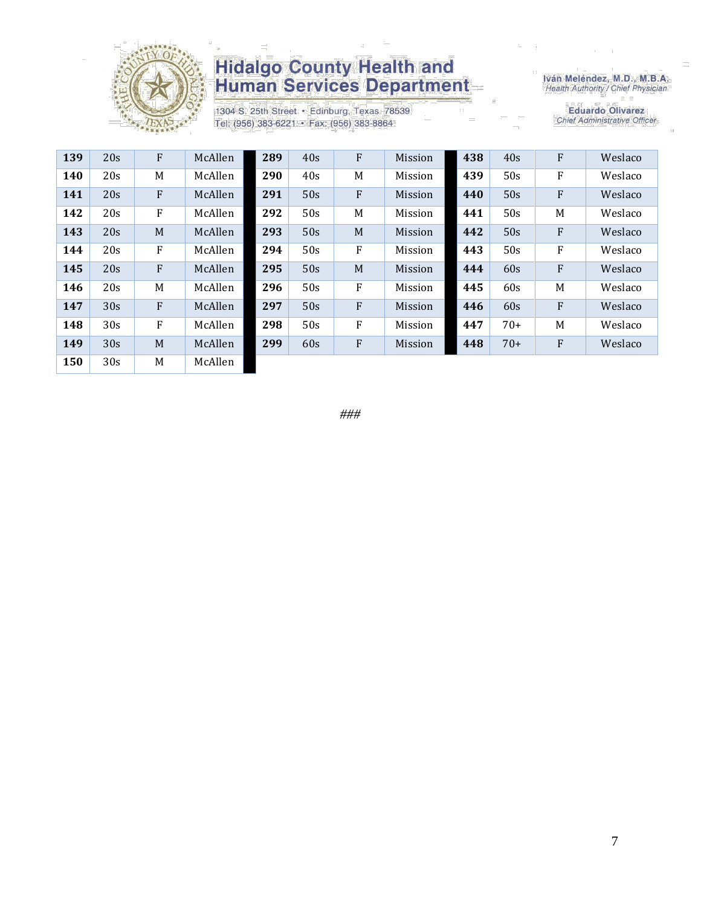Hidalgo County Health and Human Services Department

1304 S. 25th Street • Edinburg, Texas 78539
Tel: (956) 383-6221 • Fax: (956) 383-8864

Iván Meléndez, M.D., M.B.A.
Health Authority / Chief Physician

Eduardo Olivarez
Chief Administrative Officer

| | | | | | | | | | | | | | |
|---|---|---|---|---|---|---|---|---|---|---|---|---|---|
| **139** | 20s | F | McAllen | | **289** | 40s | F | Mission | | **438** | 40s | F | Weslaco |
| **140** | 20s | M | McAllen | | **290** | 40s | M | Mission | | **439** | 50s | F | Weslaco |
| **141** | 20s | F | McAllen | | **291** | 50s | F | Mission | | **440** | 50s | F | Weslaco |
| **142** | 20s | F | McAllen | | **292** | 50s | M | Mission | | **441** | 50s | M | Weslaco |
| **143** | 20s | M | McAllen | | **293** | 50s | M | Mission | | **442** | 50s | F | Weslaco |
| **144** | 20s | F | McAllen | | **294** | 50s | F | Mission | | **443** | 50s | F | Weslaco |
| **145** | 20s | F | McAllen | | **295** | 50s | M | Mission | | **444** | 60s | F | Weslaco |
| **146** | 20s | M | McAllen | | **296** | 50s | F | Mission | | **445** | 60s | M | Weslaco |
| **147** | 30s | F | McAllen | | **297** | 50s | F | Mission | | **446** | 60s | F | Weslaco |
| **148** | 30s | F | McAllen | | **298** | 50s | F | Mission | | **447** | 70+ | M | Weslaco |
| **149** | 30s | M | McAllen | | **299** | 60s | F | Mission | | **448** | 70+ | F | Weslaco |
| **150** | 30s | M | McAllen | | | | | | | | | | |

###